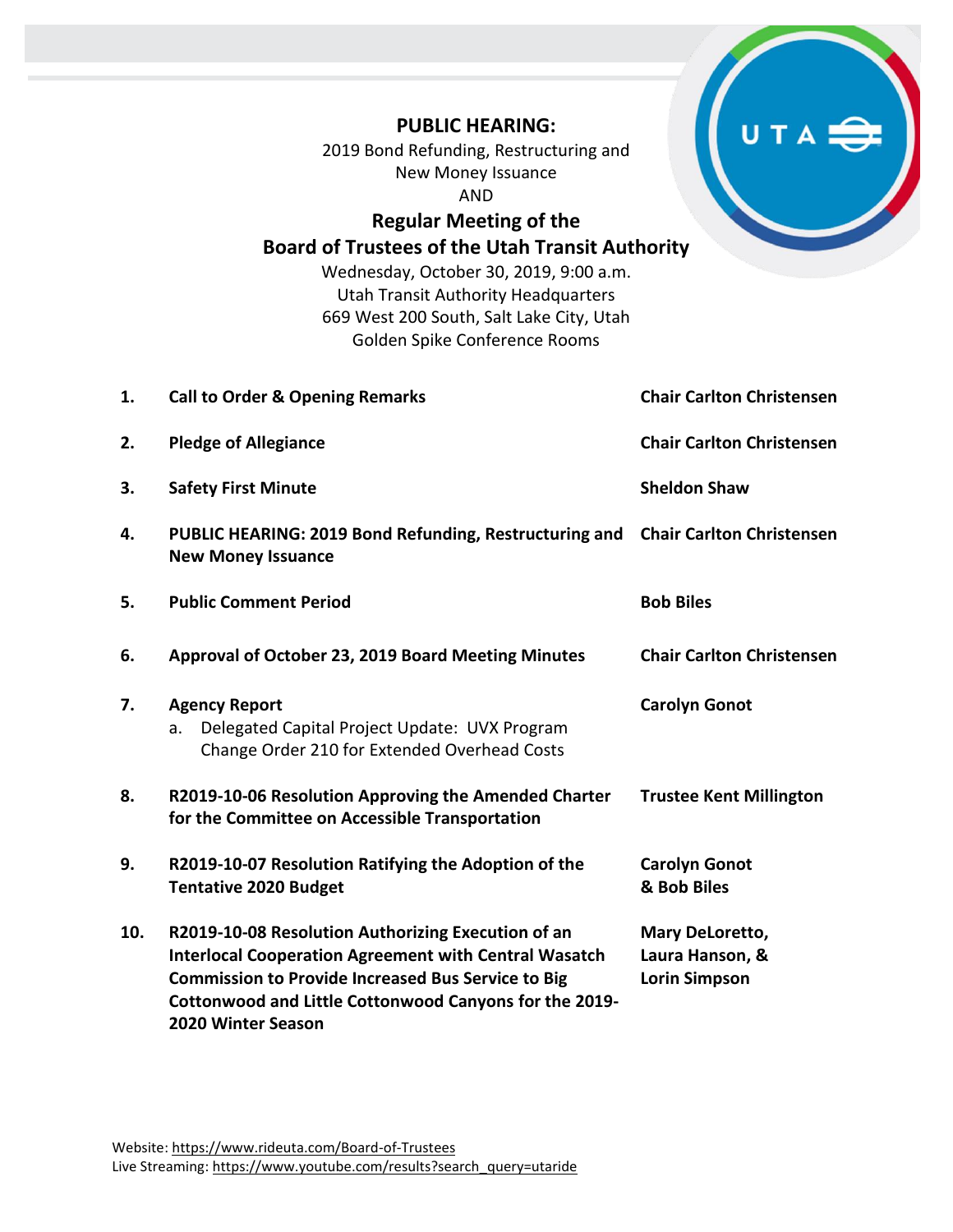**PUBLIC HEARING:**

2019 Bond Refunding, Restructuring and New Money Issuance

AND

## Regular Meeting of the Board of Trustees of the Utah Transit Authority

Wednesday, October 30, 2019, 9:00 a.m.
Utah Transit Authority Headquarters
669 West 200 South, Salt Lake City, Utah
Golden Spike Conference Rooms

| | | |
|---|---|---|
| **1.** | **Call to Order & Opening Remarks** | **Chair Carlton Christensen** |
| **2.** | **Pledge of Allegiance** | **Chair Carlton Christensen** |
| **3.** | **Safety First Minute** | **Sheldon Shaw** |
| **4.** | **PUBLIC HEARING: 2019 Bond Refunding, Restructuring and New Money Issuance** | **Chair Carlton Christensen** |
| **5.** | **Public Comment Period** | **Bob Biles** |
| **6.** | **Approval of October 23, 2019 Board Meeting Minutes** | **Chair Carlton Christensen** |
| **7.** | **Agency Report**<br>a. Delegated Capital Project Update: UVX Program Change Order 210 for Extended Overhead Costs | **Carolyn Gonot** |
| **8.** | **R2019-10-06 Resolution Approving the Amended Charter for the Committee on Accessible Transportation** | **Trustee Kent Millington** |
| **9.** | **R2019-10-07 Resolution Ratifying the Adoption of the Tentative 2020 Budget** | **Carolyn Gonot & Bob Biles** |
| **10.** | **R2019-10-08 Resolution Authorizing Execution of an Interlocal Cooperation Agreement with Central Wasatch Commission to Provide Increased Bus Service to Big Cottonwood and Little Cottonwood Canyons for the 2019-2020 Winter Season** | **Mary DeLoretto, Laura Hanson, & Lorin Simpson** |

Website: https://www.rideuta.com/Board-of-Trustees
Live Streaming: https://www.youtube.com/results?search_query=utaride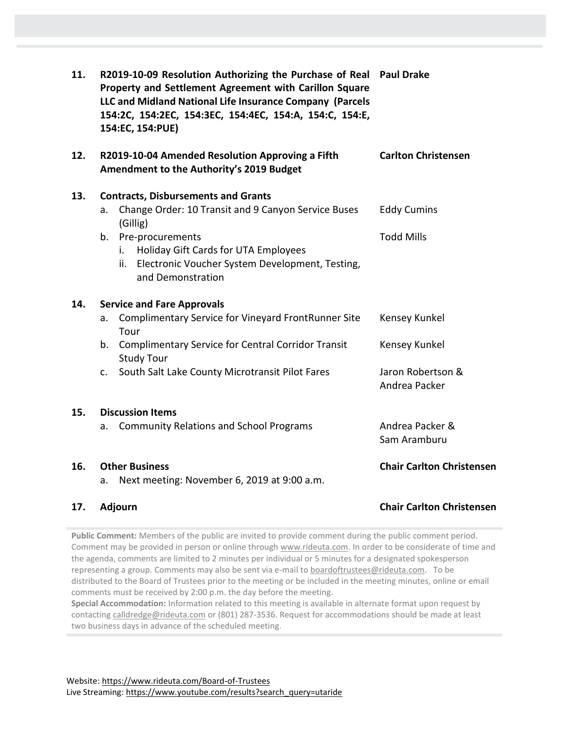**11. R2019-10-09 Resolution Authorizing the Purchase of Real Property and Settlement Agreement with Carillon Square LLC and Midland National Life Insurance Company (Parcels 154:2C, 154:2EC, 154:3EC, 154:4EC, 154:A, 154:C, 154:E, 154:EC, 154:PUE)** — **Paul Drake**

**12. R2019-10-04 Amended Resolution Approving a Fifth Amendment to the Authority's 2019 Budget** — **Carlton Christensen**

**13. Contracts, Disbursements and Grants**

a. Change Order: 10 Transit and 9 Canyon Service Buses (Gillig) — Eddy Cumins

b. Pre-procurements — Todd Mills

   i. Holiday Gift Cards for UTA Employees

   ii. Electronic Voucher System Development, Testing, and Demonstration

**14. Service and Fare Approvals**

a. Complimentary Service for Vineyard FrontRunner Site Tour — Kensey Kunkel

b. Complimentary Service for Central Corridor Transit Study Tour — Kensey Kunkel

c. South Salt Lake County Microtransit Pilot Fares — Jaron Robertson & Andrea Packer

**15. Discussion Items**

a. Community Relations and School Programs — Andrea Packer & Sam Aramburu

**16. Other Business** — **Chair Carlton Christensen**

a. Next meeting: November 6, 2019 at 9:00 a.m.

**17. Adjourn** — **Chair Carlton Christensen**

---

**Public Comment:** Members of the public are invited to provide comment during the public comment period. Comment may be provided in person or online through www.rideuta.com. In order to be considerate of time and the agenda, comments are limited to 2 minutes per individual or 5 minutes for a designated spokesperson representing a group. Comments may also be sent via e-mail to boardoftrustees@rideuta.com. To be distributed to the Board of Trustees prior to the meeting or be included in the meeting minutes, online or email comments must be received by 2:00 p.m. the day before the meeting.

**Special Accommodation:** Information related to this meeting is available in alternate format upon request by contacting calldredge@rideuta.com or (801) 287-3536. Request for accommodations should be made at least two business days in advance of the scheduled meeting.

---

Website: https://www.rideuta.com/Board-of-Trustees

Live Streaming: https://www.youtube.com/results?search_query=utaride